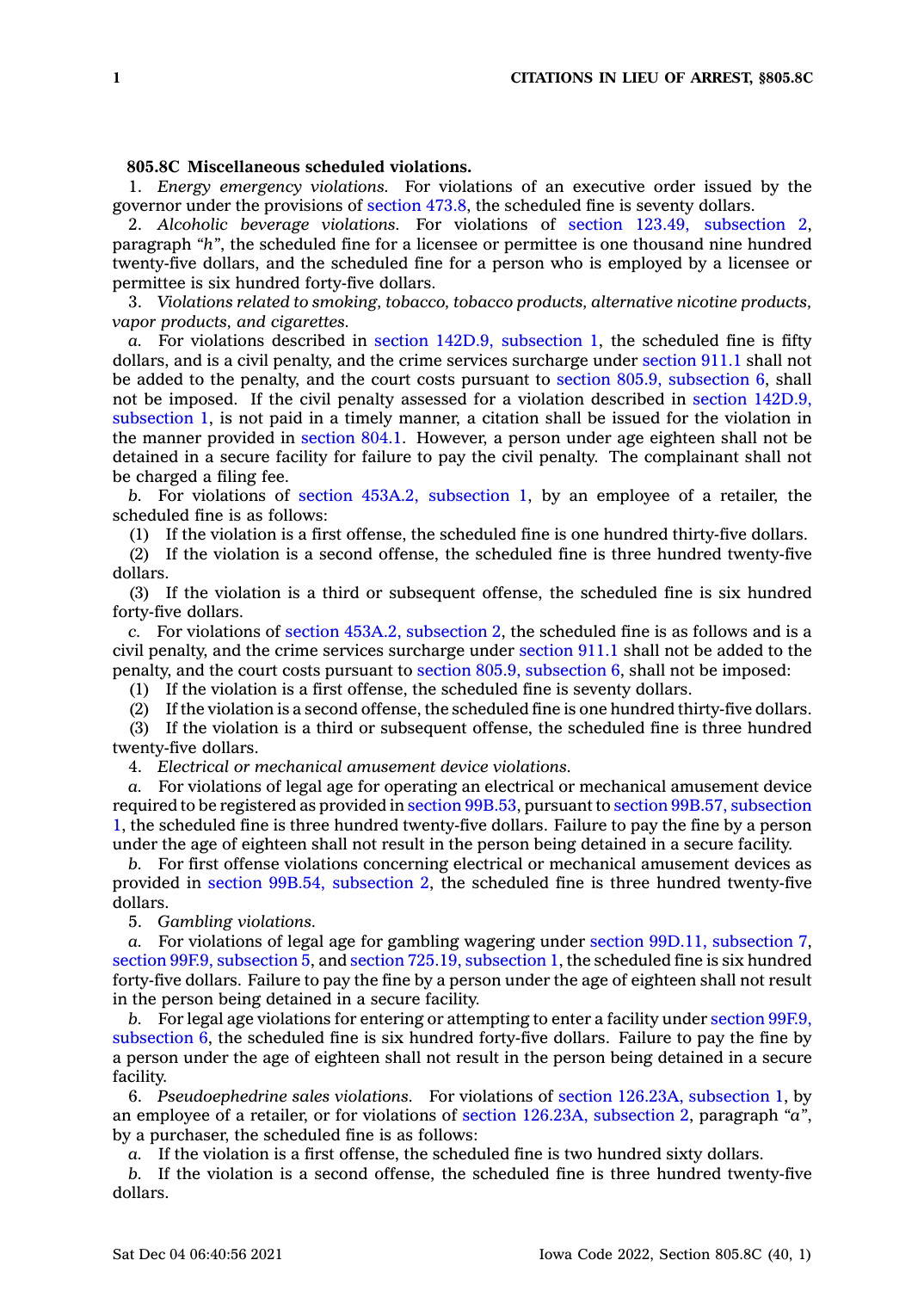**805.8C Miscellaneous scheduled violations.**

1. *Energy emergency violations.* For violations of an executive order issued by the governor under the provisions of section 473.8, the scheduled fine is seventy dollars.

2. *Alcoholic beverage violations.* For violations of section 123.49, subsection 2, paragraph *"h"*, the scheduled fine for a licensee or permittee is one thousand nine hundred twenty-five dollars, and the scheduled fine for a person who is employed by a licensee or permittee is six hundred forty-five dollars.

3. *Violations related to smoking, tobacco, tobacco products, alternative nicotine products, vapor products, and cigarettes.*

*a.* For violations described in section 142D.9, subsection 1, the scheduled fine is fifty dollars, and is a civil penalty, and the crime services surcharge under section 911.1 shall not be added to the penalty, and the court costs pursuant to section 805.9, subsection 6, shall not be imposed. If the civil penalty assessed for a violation described in section 142D.9, subsection 1, is not paid in a timely manner, a citation shall be issued for the violation in the manner provided in section 804.1. However, a person under age eighteen shall not be detained in a secure facility for failure to pay the civil penalty. The complainant shall not be charged a filing fee.

*b.* For violations of section 453A.2, subsection 1, by an employee of a retailer, the scheduled fine is as follows:

(1) If the violation is a first offense, the scheduled fine is one hundred thirty-five dollars.

(2) If the violation is a second offense, the scheduled fine is three hundred twenty-five dollars.

(3) If the violation is a third or subsequent offense, the scheduled fine is six hundred forty-five dollars.

*c.* For violations of section 453A.2, subsection 2, the scheduled fine is as follows and is a civil penalty, and the crime services surcharge under section 911.1 shall not be added to the penalty, and the court costs pursuant to section 805.9, subsection 6, shall not be imposed:

(1) If the violation is a first offense, the scheduled fine is seventy dollars.

(2) If the violation is a second offense, the scheduled fine is one hundred thirty-five dollars.

(3) If the violation is a third or subsequent offense, the scheduled fine is three hundred twenty-five dollars.

4. *Electrical or mechanical amusement device violations.*

*a.* For violations of legal age for operating an electrical or mechanical amusement device required to be registered as provided in section 99B.53, pursuant to section 99B.57, subsection 1, the scheduled fine is three hundred twenty-five dollars. Failure to pay the fine by a person under the age of eighteen shall not result in the person being detained in a secure facility.

*b.* For first offense violations concerning electrical or mechanical amusement devices as provided in section 99B.54, subsection 2, the scheduled fine is three hundred twenty-five dollars.

5. *Gambling violations.*

*a.* For violations of legal age for gambling wagering under section 99D.11, subsection 7, section 99F.9, subsection 5, and section 725.19, subsection 1, the scheduled fine is six hundred forty-five dollars. Failure to pay the fine by a person under the age of eighteen shall not result in the person being detained in a secure facility.

*b.* For legal age violations for entering or attempting to enter a facility under section 99F.9, subsection 6, the scheduled fine is six hundred forty-five dollars. Failure to pay the fine by a person under the age of eighteen shall not result in the person being detained in a secure facility.

6. *Pseudoephedrine sales violations.* For violations of section 126.23A, subsection 1, by an employee of a retailer, or for violations of section 126.23A, subsection 2, paragraph *"a"*, by a purchaser, the scheduled fine is as follows:

*a.* If the violation is a first offense, the scheduled fine is two hundred sixty dollars.

*b.* If the violation is a second offense, the scheduled fine is three hundred twenty-five dollars.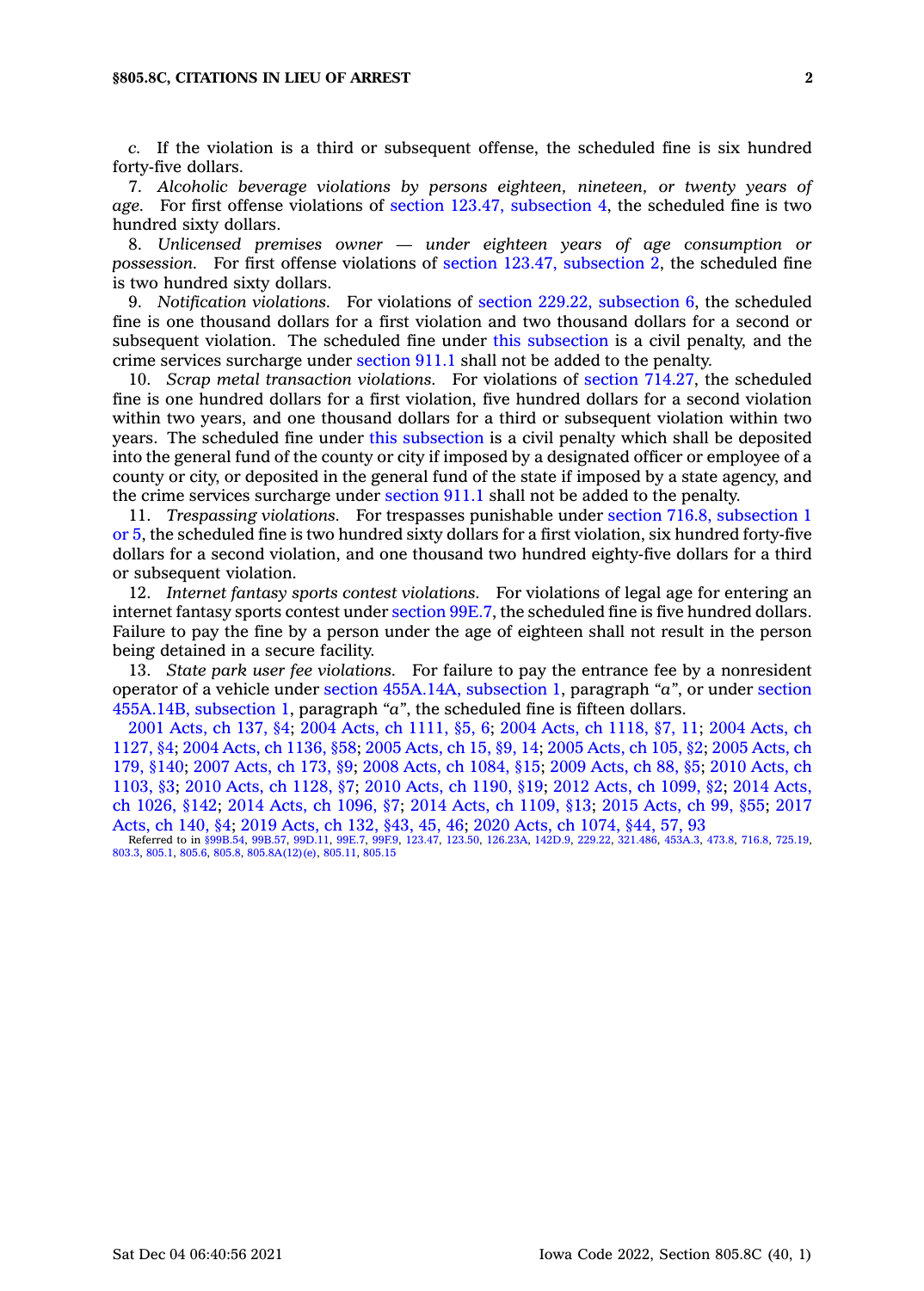*c.* If the violation is a third or subsequent offense, the scheduled fine is six hundred forty-five dollars.

7. *Alcoholic beverage violations by persons eighteen, nineteen, or twenty years of age.* For first offense violations of section 123.47, subsection 4, the scheduled fine is two hundred sixty dollars.

8. *Unlicensed premises owner — under eighteen years of age consumption or possession.* For first offense violations of section 123.47, subsection 2, the scheduled fine is two hundred sixty dollars.

9. *Notification violations.* For violations of section 229.22, subsection 6, the scheduled fine is one thousand dollars for a first violation and two thousand dollars for a second or subsequent violation. The scheduled fine under this subsection is a civil penalty, and the crime services surcharge under section 911.1 shall not be added to the penalty.

10. *Scrap metal transaction violations.* For violations of section 714.27, the scheduled fine is one hundred dollars for a first violation, five hundred dollars for a second violation within two years, and one thousand dollars for a third or subsequent violation within two years. The scheduled fine under this subsection is a civil penalty which shall be deposited into the general fund of the county or city if imposed by a designated officer or employee of a county or city, or deposited in the general fund of the state if imposed by a state agency, and the crime services surcharge under section 911.1 shall not be added to the penalty.

11. *Trespassing violations.* For trespasses punishable under section 716.8, subsection 1 or 5, the scheduled fine is two hundred sixty dollars for a first violation, six hundred forty-five dollars for a second violation, and one thousand two hundred eighty-five dollars for a third or subsequent violation.

12. *Internet fantasy sports contest violations.* For violations of legal age for entering an internet fantasy sports contest under section 99E.7, the scheduled fine is five hundred dollars. Failure to pay the fine by a person under the age of eighteen shall not result in the person being detained in a secure facility.

13. *State park user fee violations.* For failure to pay the entrance fee by a nonresident operator of a vehicle under section 455A.14A, subsection 1, paragraph *"a"*, or under section 455A.14B, subsection 1, paragraph *"a"*, the scheduled fine is fifteen dollars.

2001 Acts, ch 137, §4; 2004 Acts, ch 1111, §5, 6; 2004 Acts, ch 1118, §7, 11; 2004 Acts, ch 1127, §4; 2004 Acts, ch 1136, §58; 2005 Acts, ch 15, §9, 14; 2005 Acts, ch 105, §2; 2005 Acts, ch 179, §140; 2007 Acts, ch 173, §9; 2008 Acts, ch 1084, §15; 2009 Acts, ch 88, §5; 2010 Acts, ch 1103, §3; 2010 Acts, ch 1128, §7; 2010 Acts, ch 1190, §19; 2012 Acts, ch 1099, §2; 2014 Acts, ch 1026, §142; 2014 Acts, ch 1096, §7; 2014 Acts, ch 1109, §13; 2015 Acts, ch 99, §55; 2017 Acts, ch 140, §4; 2019 Acts, ch 132, §43, 45, 46; 2020 Acts, ch 1074, §44, 57, 93

Referred to in §99B.54, 99B.57, 99D.11, 99E.7, 99F.9, 123.47, 123.50, 126.23A, 142D.9, 229.22, 321.486, 453A.3, 473.8, 716.8, 725.19, 803.3, 805.1, 805.6, 805.8, 805.8A(12)(e), 805.11, 805.15